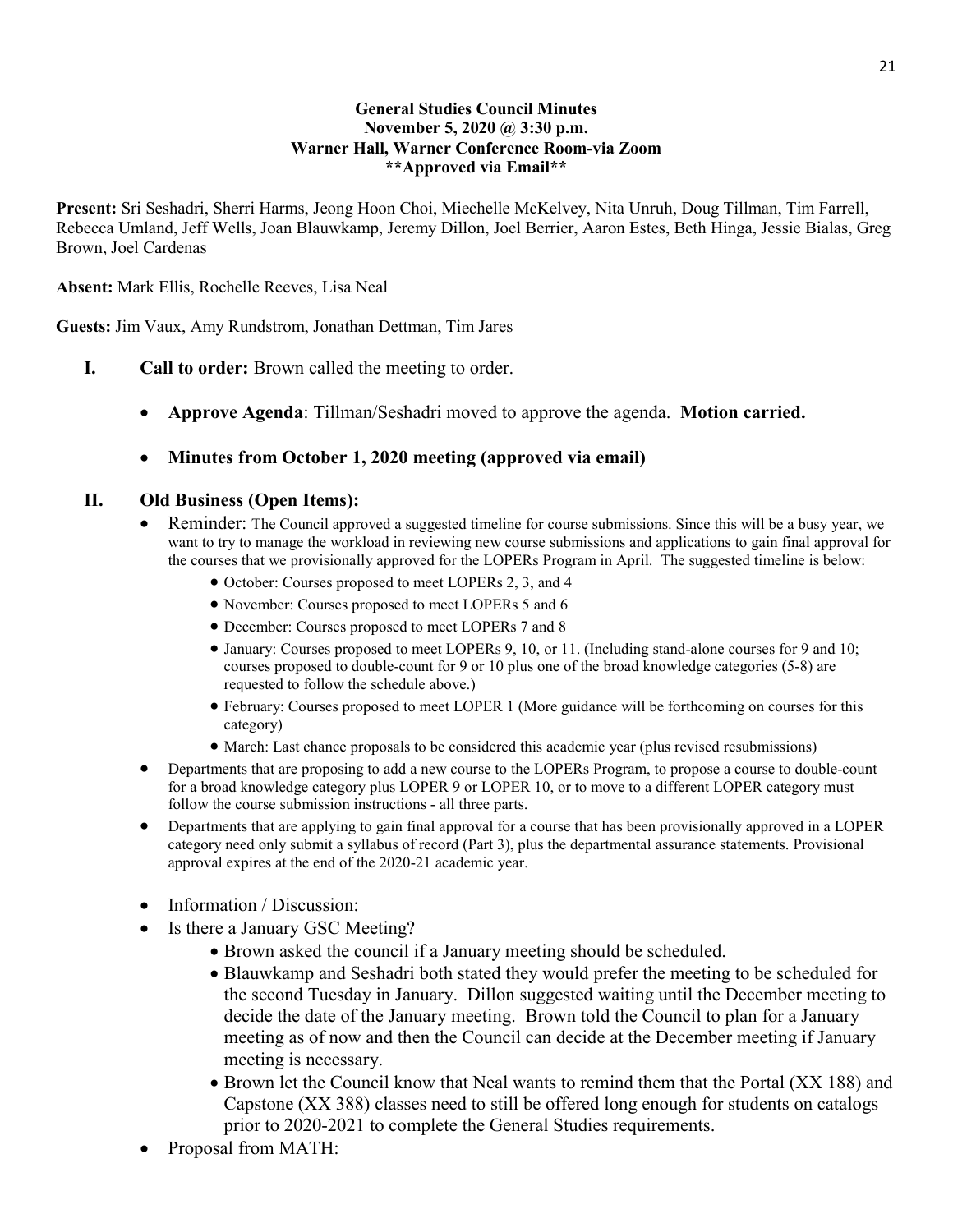**General Studies Council Minutes**
**November 5, 2020 @ 3:30 p.m.**
**Warner Hall, Warner Conference Room-via Zoom**
****Approved via Email****

**Present:** Sri Seshadri, Sherri Harms, Jeong Hoon Choi, Miechelle McKelvey, Nita Unruh, Doug Tillman, Tim Farrell, Rebecca Umland, Jeff Wells, Joan Blauwkamp, Jeremy Dillon, Joel Berrier, Aaron Estes, Beth Hinga, Jessie Bialas, Greg Brown, Joel Cardenas

**Absent:** Mark Ellis, Rochelle Reeves, Lisa Neal

**Guests:** Jim Vaux, Amy Rundstrom, Jonathan Dettman, Tim Jares

**I. Call to order:** Brown called the meeting to order.

- **Approve Agenda**: Tillman/Seshadri moved to approve the agenda. **Motion carried.**
- **Minutes from October 1, 2020 meeting (approved via email)**

**II. Old Business (Open Items):**

- Reminder: The Council approved a suggested timeline for course submissions. Since this will be a busy year, we want to try to manage the workload in reviewing new course submissions and applications to gain final approval for the courses that we provisionally approved for the LOPERs Program in April. The suggested timeline is below:
  - October: Courses proposed to meet LOPERs 2, 3, and 4
  - November: Courses proposed to meet LOPERs 5 and 6
  - December: Courses proposed to meet LOPERs 7 and 8
  - January: Courses proposed to meet LOPERs 9, 10, or 11. (Including stand-alone courses for 9 and 10; courses proposed to double-count for 9 or 10 plus one of the broad knowledge categories (5-8) are requested to follow the schedule above.)
  - February: Courses proposed to meet LOPER 1 (More guidance will be forthcoming on courses for this category)
  - March: Last chance proposals to be considered this academic year (plus revised resubmissions)
- Departments that are proposing to add a new course to the LOPERs Program, to propose a course to double-count for a broad knowledge category plus LOPER 9 or LOPER 10, or to move to a different LOPER category must follow the course submission instructions - all three parts.
- Departments that are applying to gain final approval for a course that has been provisionally approved in a LOPER category need only submit a syllabus of record (Part 3), plus the departmental assurance statements. Provisional approval expires at the end of the 2020-21 academic year.
- Information / Discussion:
- Is there a January GSC Meeting?
  - Brown asked the council if a January meeting should be scheduled.
  - Blauwkamp and Seshadri both stated they would prefer the meeting to be scheduled for the second Tuesday in January. Dillon suggested waiting until the December meeting to decide the date of the January meeting. Brown told the Council to plan for a January meeting as of now and then the Council can decide at the December meeting if January meeting is necessary.
  - Brown let the Council know that Neal wants to remind them that the Portal (XX 188) and Capstone (XX 388) classes need to still be offered long enough for students on catalogs prior to 2020-2021 to complete the General Studies requirements.
- Proposal from MATH: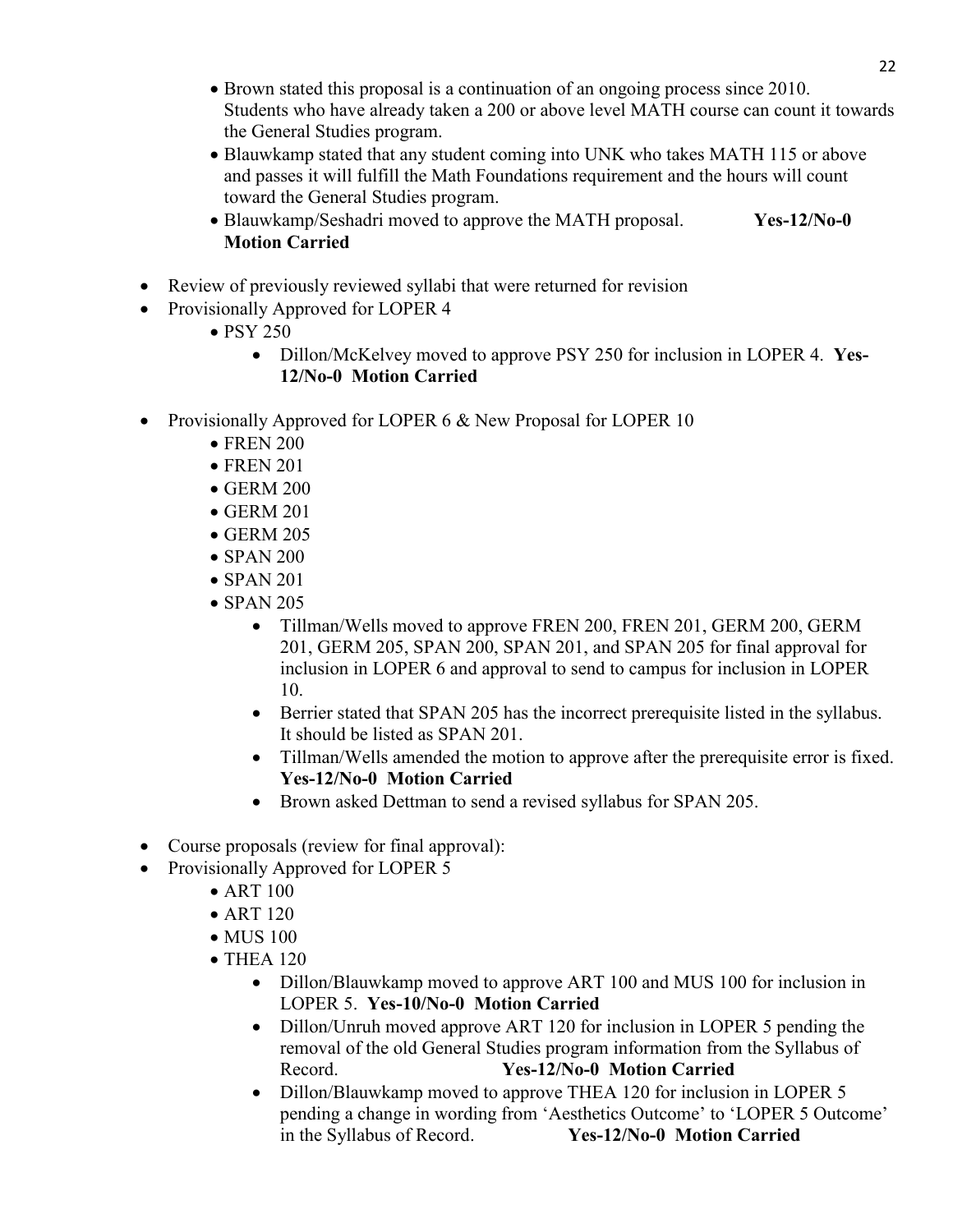- Brown stated this proposal is a continuation of an ongoing process since 2010. Students who have already taken a 200 or above level MATH course can count it towards the General Studies program.
- Blauwkamp stated that any student coming into UNK who takes MATH 115 or above and passes it will fulfill the Math Foundations requirement and the hours will count toward the General Studies program.
- Blauwkamp/Seshadri moved to approve the MATH proposal. **Yes-12/No-0 Motion Carried**

- Review of previously reviewed syllabi that were returned for revision
- Provisionally Approved for LOPER 4
    - PSY 250
        - Dillon/McKelvey moved to approve PSY 250 for inclusion in LOPER 4. **Yes-12/No-0 Motion Carried**

- Provisionally Approved for LOPER 6 & New Proposal for LOPER 10
    - FREN 200
    - FREN 201
    - GERM 200
    - GERM 201
    - GERM 205
    - SPAN 200
    - SPAN 201
    - SPAN 205
        - Tillman/Wells moved to approve FREN 200, FREN 201, GERM 200, GERM 201, GERM 205, SPAN 200, SPAN 201, and SPAN 205 for final approval for inclusion in LOPER 6 and approval to send to campus for inclusion in LOPER 10.
        - Berrier stated that SPAN 205 has the incorrect prerequisite listed in the syllabus. It should be listed as SPAN 201.
        - Tillman/Wells amended the motion to approve after the prerequisite error is fixed. **Yes-12/No-0 Motion Carried**
        - Brown asked Dettman to send a revised syllabus for SPAN 205.

- Course proposals (review for final approval):
- Provisionally Approved for LOPER 5
    - ART 100
    - ART 120
    - MUS 100
    - THEA 120
        - Dillon/Blauwkamp moved to approve ART 100 and MUS 100 for inclusion in LOPER 5. **Yes-10/No-0 Motion Carried**
        - Dillon/Unruh moved approve ART 120 for inclusion in LOPER 5 pending the removal of the old General Studies program information from the Syllabus of Record. **Yes-12/No-0 Motion Carried**
        - Dillon/Blauwkamp moved to approve THEA 120 for inclusion in LOPER 5 pending a change in wording from 'Aesthetics Outcome' to 'LOPER 5 Outcome' in the Syllabus of Record. **Yes-12/No-0 Motion Carried**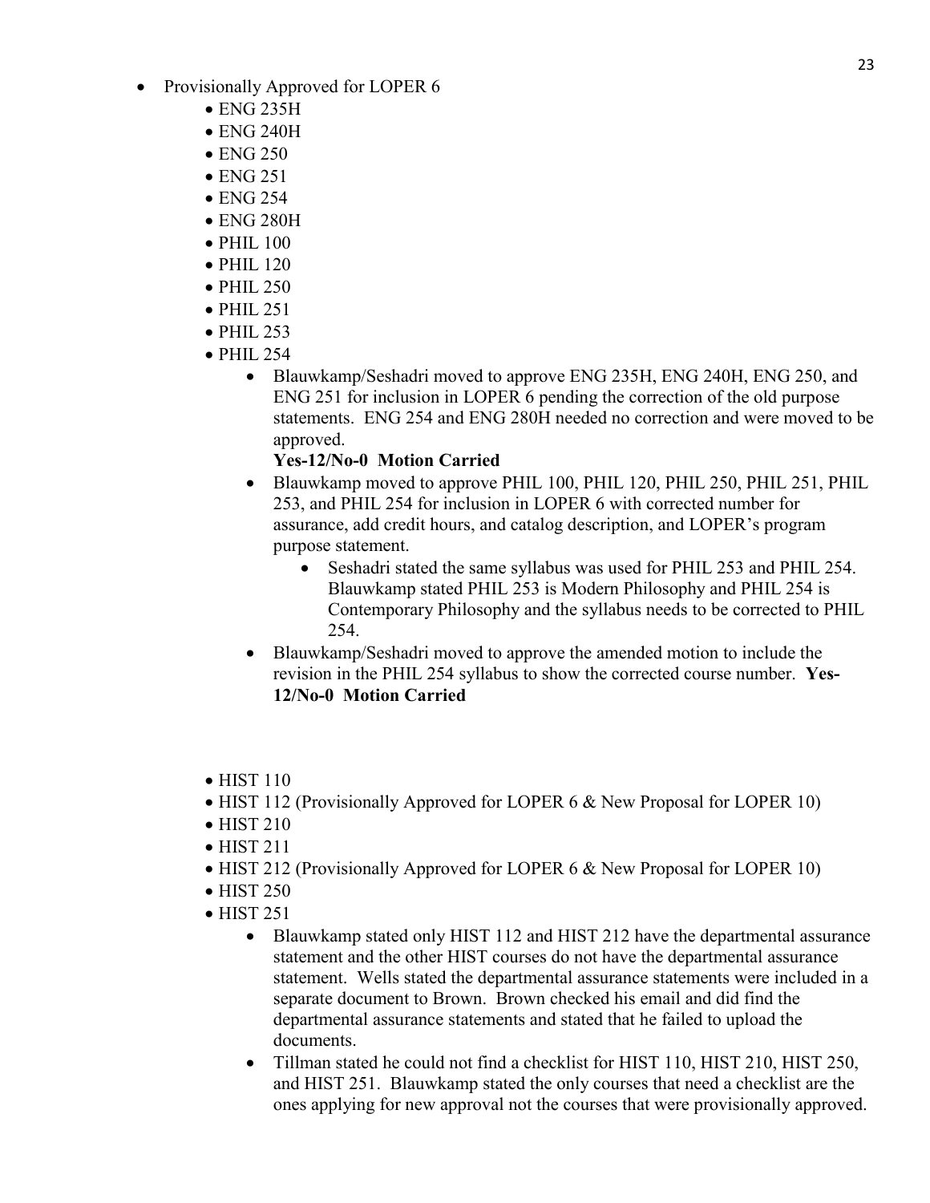- Provisionally Approved for LOPER 6
  - ENG 235H
  - ENG 240H
  - ENG 250
  - ENG 251
  - ENG 254
  - ENG 280H
  - PHIL 100
  - PHIL 120
  - PHIL 250
  - PHIL 251
  - PHIL 253
  - PHIL 254
    - Blauwkamp/Seshadri moved to approve ENG 235H, ENG 240H, ENG 250, and ENG 251 for inclusion in LOPER 6 pending the correction of the old purpose statements. ENG 254 and ENG 280H needed no correction and were moved to be approved.
      **Yes-12/No-0 Motion Carried**
    - Blauwkamp moved to approve PHIL 100, PHIL 120, PHIL 250, PHIL 251, PHIL 253, and PHIL 254 for inclusion in LOPER 6 with corrected number for assurance, add credit hours, and catalog description, and LOPER's program purpose statement.
      - Seshadri stated the same syllabus was used for PHIL 253 and PHIL 254. Blauwkamp stated PHIL 253 is Modern Philosophy and PHIL 254 is Contemporary Philosophy and the syllabus needs to be corrected to PHIL 254.
    - Blauwkamp/Seshadri moved to approve the amended motion to include the revision in the PHIL 254 syllabus to show the corrected course number. **Yes-12/No-0 Motion Carried**

- HIST 110
- HIST 112 (Provisionally Approved for LOPER 6 & New Proposal for LOPER 10)
- HIST 210
- HIST 211
- HIST 212 (Provisionally Approved for LOPER 6 & New Proposal for LOPER 10)
- HIST 250
- HIST 251
  - Blauwkamp stated only HIST 112 and HIST 212 have the departmental assurance statement and the other HIST courses do not have the departmental assurance statement. Wells stated the departmental assurance statements were included in a separate document to Brown. Brown checked his email and did find the departmental assurance statements and stated that he failed to upload the documents.
  - Tillman stated he could not find a checklist for HIST 110, HIST 210, HIST 250, and HIST 251. Blauwkamp stated the only courses that need a checklist are the ones applying for new approval not the courses that were provisionally approved.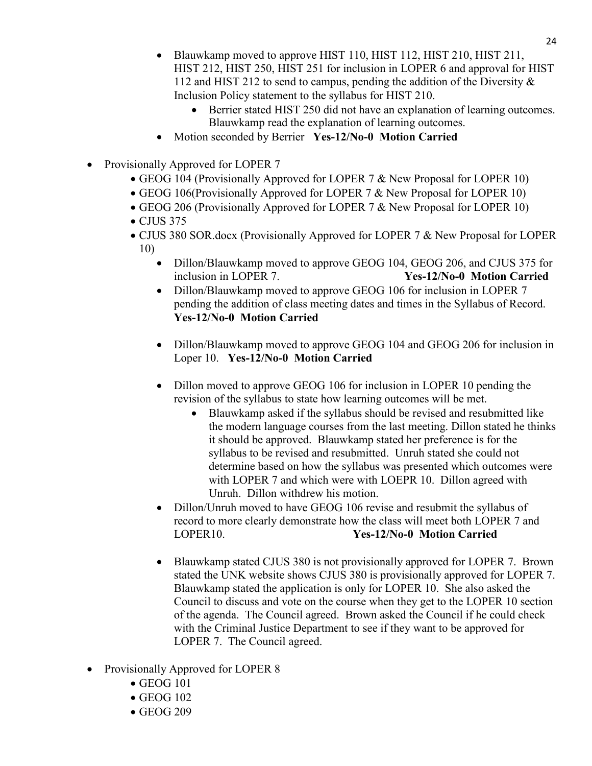- Blauwkamp moved to approve HIST 110, HIST 112, HIST 210, HIST 211, HIST 212, HIST 250, HIST 251 for inclusion in LOPER 6 and approval for HIST 112 and HIST 212 to send to campus, pending the addition of the Diversity & Inclusion Policy statement to the syllabus for HIST 210.
    - Berrier stated HIST 250 did not have an explanation of learning outcomes. Blauwkamp read the explanation of learning outcomes.
- Motion seconded by Berrier **Yes-12/No-0 Motion Carried**

- Provisionally Approved for LOPER 7
    - GEOG 104 (Provisionally Approved for LOPER 7 & New Proposal for LOPER 10)
    - GEOG 106(Provisionally Approved for LOPER 7 & New Proposal for LOPER 10)
    - GEOG 206 (Provisionally Approved for LOPER 7 & New Proposal for LOPER 10)
    - CJUS 375
    - CJUS 380 SOR.docx (Provisionally Approved for LOPER 7 & New Proposal for LOPER 10)
        - Dillon/Blauwkamp moved to approve GEOG 104, GEOG 206, and CJUS 375 for inclusion in LOPER 7. **Yes-12/No-0 Motion Carried**
        - Dillon/Blauwkamp moved to approve GEOG 106 for inclusion in LOPER 7 pending the addition of class meeting dates and times in the Syllabus of Record. **Yes-12/No-0 Motion Carried**
        - Dillon/Blauwkamp moved to approve GEOG 104 and GEOG 206 for inclusion in Loper 10. **Yes-12/No-0 Motion Carried**
        - Dillon moved to approve GEOG 106 for inclusion in LOPER 10 pending the revision of the syllabus to state how learning outcomes will be met.
            - Blauwkamp asked if the syllabus should be revised and resubmitted like the modern language courses from the last meeting. Dillon stated he thinks it should be approved. Blauwkamp stated her preference is for the syllabus to be revised and resubmitted. Unruh stated she could not determine based on how the syllabus was presented which outcomes were with LOPER 7 and which were with LOEPR 10. Dillon agreed with Unruh. Dillon withdrew his motion.
        - Dillon/Unruh moved to have GEOG 106 revise and resubmit the syllabus of record to more clearly demonstrate how the class will meet both LOPER 7 and LOPER10. **Yes-12/No-0 Motion Carried**
        - Blauwkamp stated CJUS 380 is not provisionally approved for LOPER 7. Brown stated the UNK website shows CJUS 380 is provisionally approved for LOPER 7. Blauwkamp stated the application is only for LOPER 10. She also asked the Council to discuss and vote on the course when they get to the LOPER 10 section of the agenda. The Council agreed. Brown asked the Council if he could check with the Criminal Justice Department to see if they want to be approved for LOPER 7. The Council agreed.

- Provisionally Approved for LOPER 8
    - GEOG 101
    - GEOG 102
    - GEOG 209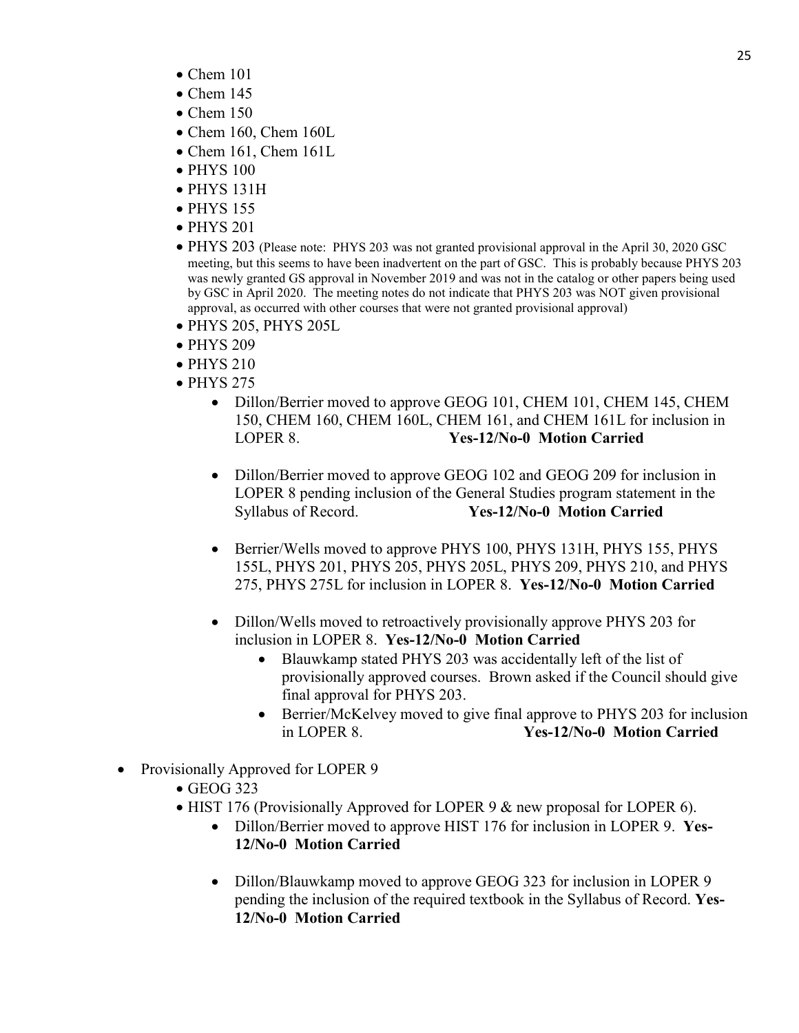- Chem 101
- Chem 145
- Chem 150
- Chem 160, Chem 160L
- Chem 161, Chem 161L
- PHYS 100
- PHYS 131H
- PHYS 155
- PHYS 201
- PHYS 203 (Please note: PHYS 203 was not granted provisional approval in the April 30, 2020 GSC meeting, but this seems to have been inadvertent on the part of GSC. This is probably because PHYS 203 was newly granted GS approval in November 2019 and was not in the catalog or other papers being used by GSC in April 2020. The meeting notes do not indicate that PHYS 203 was NOT given provisional approval, as occurred with other courses that were not granted provisional approval)
- PHYS 205, PHYS 205L
- PHYS 209
- PHYS 210
- PHYS 275
  - Dillon/Berrier moved to approve GEOG 101, CHEM 101, CHEM 145, CHEM 150, CHEM 160, CHEM 160L, CHEM 161, and CHEM 161L for inclusion in LOPER 8. **Yes-12/No-0 Motion Carried**
  - Dillon/Berrier moved to approve GEOG 102 and GEOG 209 for inclusion in LOPER 8 pending inclusion of the General Studies program statement in the Syllabus of Record. **Yes-12/No-0 Motion Carried**
  - Berrier/Wells moved to approve PHYS 100, PHYS 131H, PHYS 155, PHYS 155L, PHYS 201, PHYS 205, PHYS 205L, PHYS 209, PHYS 210, and PHYS 275, PHYS 275L for inclusion in LOPER 8. **Yes-12/No-0 Motion Carried**
  - Dillon/Wells moved to retroactively provisionally approve PHYS 203 for inclusion in LOPER 8. **Yes-12/No-0 Motion Carried**
    - Blauwkamp stated PHYS 203 was accidentally left of the list of provisionally approved courses. Brown asked if the Council should give final approval for PHYS 203.
    - Berrier/McKelvey moved to give final approve to PHYS 203 for inclusion in LOPER 8. **Yes-12/No-0 Motion Carried**

- Provisionally Approved for LOPER 9
  - GEOG 323
  - HIST 176 (Provisionally Approved for LOPER 9 & new proposal for LOPER 6).
    - Dillon/Berrier moved to approve HIST 176 for inclusion in LOPER 9. **Yes-12/No-0 Motion Carried**
    - Dillon/Blauwkamp moved to approve GEOG 323 for inclusion in LOPER 9 pending the inclusion of the required textbook in the Syllabus of Record. **Yes-12/No-0 Motion Carried**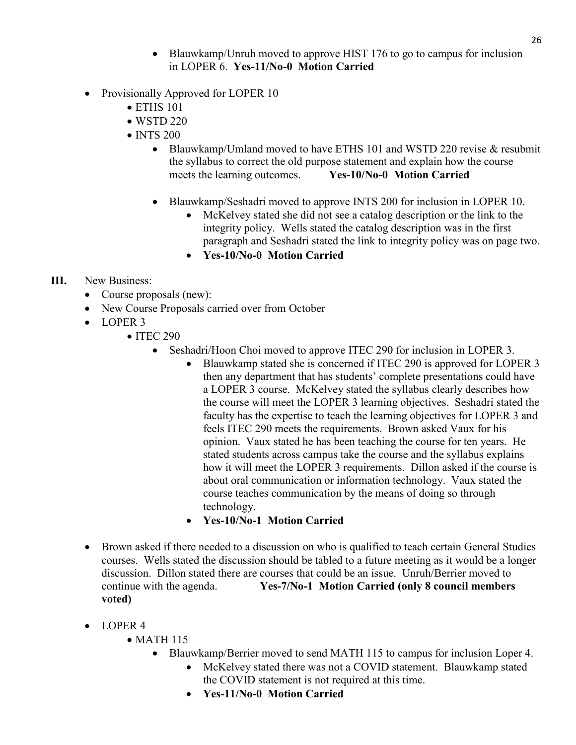- Blauwkamp/Unruh moved to approve HIST 176 to go to campus for inclusion in LOPER 6. **Yes-11/No-0 Motion Carried**

- Provisionally Approved for LOPER 10
  - ETHS 101
  - WSTD 220
  - INTS 200
    - Blauwkamp/Umland moved to have ETHS 101 and WSTD 220 revise & resubmit the syllabus to correct the old purpose statement and explain how the course meets the learning outcomes. **Yes-10/No-0 Motion Carried**
    - Blauwkamp/Seshadri moved to approve INTS 200 for inclusion in LOPER 10.
      - McKelvey stated she did not see a catalog description or the link to the integrity policy. Wells stated the catalog description was in the first paragraph and Seshadri stated the link to integrity policy was on page two.
      - **Yes-10/No-0 Motion Carried**

**III.** New Business:

- Course proposals (new):
- New Course Proposals carried over from October
- LOPER 3
  - ITEC 290
    - Seshadri/Hoon Choi moved to approve ITEC 290 for inclusion in LOPER 3.
      - Blauwkamp stated she is concerned if ITEC 290 is approved for LOPER 3 then any department that has students' complete presentations could have a LOPER 3 course. McKelvey stated the syllabus clearly describes how the course will meet the LOPER 3 learning objectives. Seshadri stated the faculty has the expertise to teach the learning objectives for LOPER 3 and feels ITEC 290 meets the requirements. Brown asked Vaux for his opinion. Vaux stated he has been teaching the course for ten years. He stated students across campus take the course and the syllabus explains how it will meet the LOPER 3 requirements. Dillon asked if the course is about oral communication or information technology. Vaux stated the course teaches communication by the means of doing so through technology.
      - **Yes-10/No-1 Motion Carried**

- Brown asked if there needed to a discussion on who is qualified to teach certain General Studies courses. Wells stated the discussion should be tabled to a future meeting as it would be a longer discussion. Dillon stated there are courses that could be an issue. Unruh/Berrier moved to continue with the agenda. **Yes-7/No-1 Motion Carried (only 8 council members voted)**

- LOPER 4
  - MATH 115
    - Blauwkamp/Berrier moved to send MATH 115 to campus for inclusion Loper 4.
      - McKelvey stated there was not a COVID statement. Blauwkamp stated the COVID statement is not required at this time.
      - **Yes-11/No-0 Motion Carried**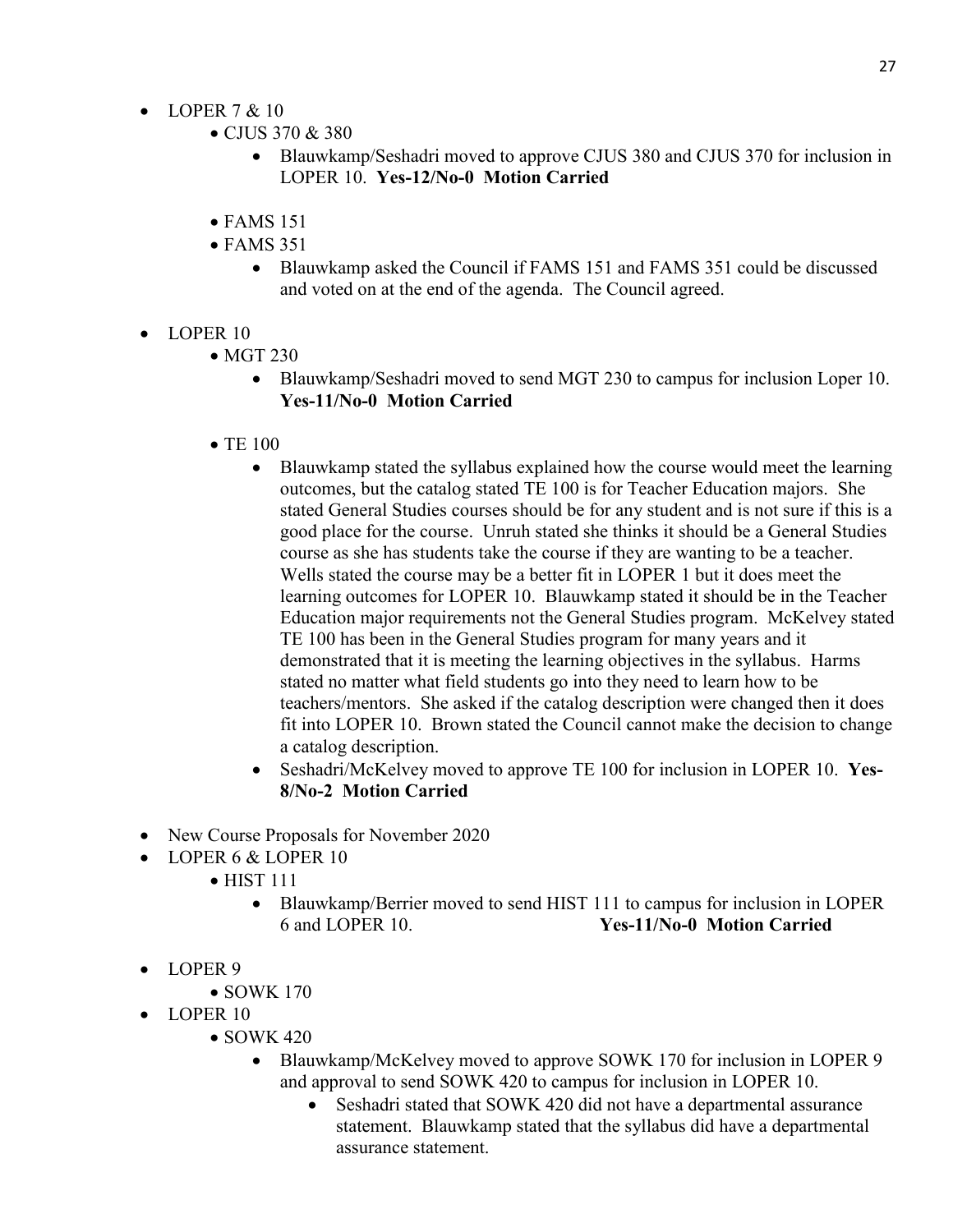- LOPER 7 & 10
    - CJUS 370 & 380
        - Blauwkamp/Seshadri moved to approve CJUS 380 and CJUS 370 for inclusion in LOPER 10. **Yes-12/No-0 Motion Carried**
    - FAMS 151
    - FAMS 351
        - Blauwkamp asked the Council if FAMS 151 and FAMS 351 could be discussed and voted on at the end of the agenda. The Council agreed.
- LOPER 10
    - MGT 230
        - Blauwkamp/Seshadri moved to send MGT 230 to campus for inclusion Loper 10. **Yes-11/No-0 Motion Carried**
    - TE 100
        - Blauwkamp stated the syllabus explained how the course would meet the learning outcomes, but the catalog stated TE 100 is for Teacher Education majors. She stated General Studies courses should be for any student and is not sure if this is a good place for the course. Unruh stated she thinks it should be a General Studies course as she has students take the course if they are wanting to be a teacher. Wells stated the course may be a better fit in LOPER 1 but it does meet the learning outcomes for LOPER 10. Blauwkamp stated it should be in the Teacher Education major requirements not the General Studies program. McKelvey stated TE 100 has been in the General Studies program for many years and it demonstrated that it is meeting the learning objectives in the syllabus. Harms stated no matter what field students go into they need to learn how to be teachers/mentors. She asked if the catalog description were changed then it does fit into LOPER 10. Brown stated the Council cannot make the decision to change a catalog description.
        - Seshadri/McKelvey moved to approve TE 100 for inclusion in LOPER 10. **Yes-8/No-2 Motion Carried**
- New Course Proposals for November 2020
- LOPER 6 & LOPER 10
    - HIST 111
        - Blauwkamp/Berrier moved to send HIST 111 to campus for inclusion in LOPER 6 and LOPER 10. **Yes-11/No-0 Motion Carried**
- LOPER 9
    - SOWK 170
- LOPER 10
    - SOWK 420
        - Blauwkamp/McKelvey moved to approve SOWK 170 for inclusion in LOPER 9 and approval to send SOWK 420 to campus for inclusion in LOPER 10.
            - Seshadri stated that SOWK 420 did not have a departmental assurance statement. Blauwkamp stated that the syllabus did have a departmental assurance statement.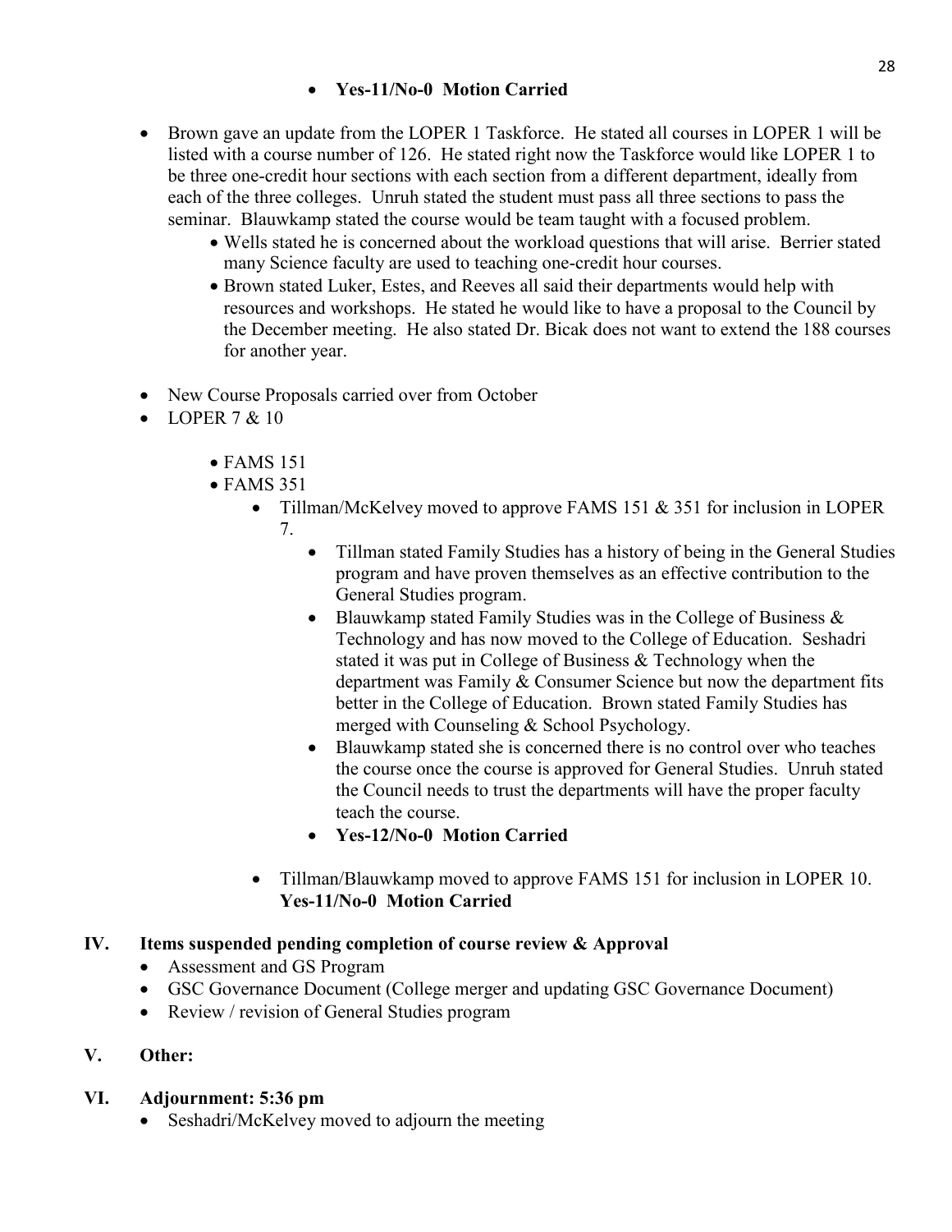- **Yes-11/No-0 Motion Carried**

- Brown gave an update from the LOPER 1 Taskforce. He stated all courses in LOPER 1 will be listed with a course number of 126. He stated right now the Taskforce would like LOPER 1 to be three one-credit hour sections with each section from a different department, ideally from each of the three colleges. Unruh stated the student must pass all three sections to pass the seminar. Blauwkamp stated the course would be team taught with a focused problem.
    - Wells stated he is concerned about the workload questions that will arise. Berrier stated many Science faculty are used to teaching one-credit hour courses.
    - Brown stated Luker, Estes, and Reeves all said their departments would help with resources and workshops. He stated he would like to have a proposal to the Council by the December meeting. He also stated Dr. Bicak does not want to extend the 188 courses for another year.

- New Course Proposals carried over from October
- LOPER 7 & 10
    - FAMS 151
    - FAMS 351
        - Tillman/McKelvey moved to approve FAMS 151 & 351 for inclusion in LOPER 7.
            - Tillman stated Family Studies has a history of being in the General Studies program and have proven themselves as an effective contribution to the General Studies program.
            - Blauwkamp stated Family Studies was in the College of Business & Technology and has now moved to the College of Education. Seshadri stated it was put in College of Business & Technology when the department was Family & Consumer Science but now the department fits better in the College of Education. Brown stated Family Studies has merged with Counseling & School Psychology.
            - Blauwkamp stated she is concerned there is no control over who teaches the course once the course is approved for General Studies. Unruh stated the Council needs to trust the departments will have the proper faculty teach the course.
            - **Yes-12/No-0 Motion Carried**
        - Tillman/Blauwkamp moved to approve FAMS 151 for inclusion in LOPER 10. **Yes-11/No-0 Motion Carried**

## IV. Items suspended pending completion of course review & Approval

- Assessment and GS Program
- GSC Governance Document (College merger and updating GSC Governance Document)
- Review / revision of General Studies program

## V. Other:

## VI. Adjournment: 5:36 pm

- Seshadri/McKelvey moved to adjourn the meeting